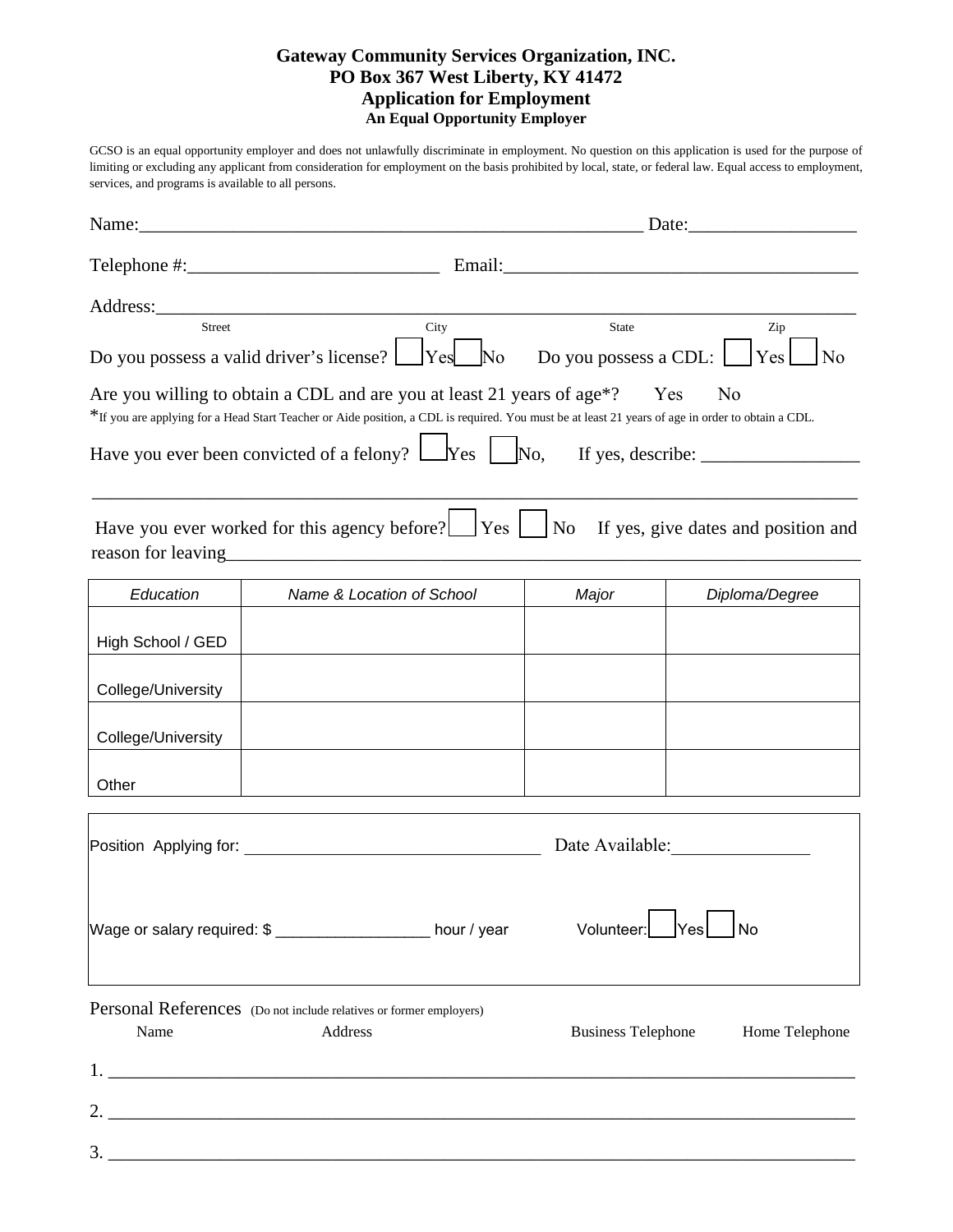# Gateway Community Services Organization, INC.
## PO Box 367 West Liberty, KY 41472
## Application for Employment
### An Equal Opportunity Employer

GCSO is an equal opportunity employer and does not unlawfully discriminate in employment. No question on this application is used for the purpose of limiting or excluding any applicant from consideration for employment on the basis prohibited by local, state, or federal law. Equal access to employment, services, and programs is available to all persons.

Name:_______________________________________________________ Date:_________________

Telephone #:___________________________ Email:_____________________________________

Address:_________________________________________________________________________

Street City State Zip

Do you possess a valid driver's license? ☐ Yes ☐ No Do you possess a CDL: ☐ Yes ☐ No

Are you willing to obtain a CDL and are you at least 21 years of age*? Yes No

*If you are applying for a Head Start Teacher or Aide position, a CDL is required. You must be at least 21 years of age in order to obtain a CDL.

Have you ever been convicted of a felony? ☐ Yes ☐ No, If yes, describe: _________________

_________________________________________________________________________________

Have you ever worked for this agency before? ☐ Yes ☐ No If yes, give dates and position and reason for leaving___________________________________________________________________

| *Education* | *Name & Location of School* | *Major* | *Diploma/Degree* |
|---|---|---|---|
| High School / GED | | | |
| College/University | | | |
| College/University | | | |
| Other | | | |

Position Applying for: _________________________________ Date Available:_______________

Wage or salary required: $ _________________ hour / year Volunteer: ☐ Yes ☐ No

Personal References (Do not include relatives or former employers)

Name Address Business Telephone Home Telephone

1. _______________________________________________________________________________

2. _______________________________________________________________________________

3. _______________________________________________________________________________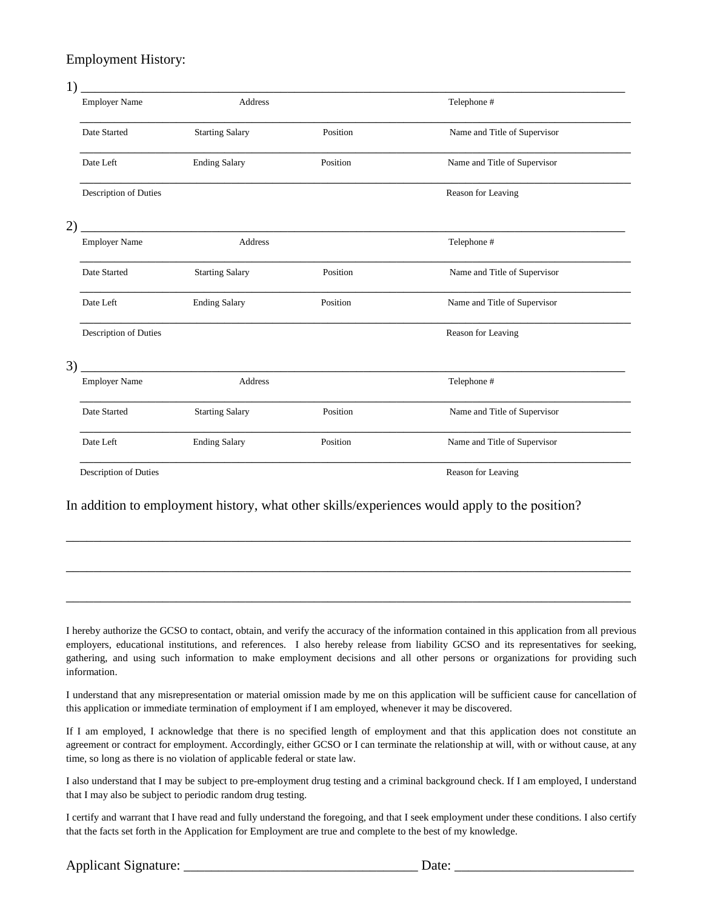Employment History:

1) ______________________________________________________________________________

Employer Name　　　　Address　　　　Telephone #

______________________________________________________________________________

Date Started　　　　Starting Salary　　　　Position　　　　Name and Title of Supervisor

______________________________________________________________________________

Date Left　　　　Ending Salary　　　　Position　　　　Name and Title of Supervisor

______________________________________________________________________________

Description of Duties　　　　Reason for Leaving

2) ______________________________________________________________________________

Employer Name　　　　Address　　　　Telephone #

______________________________________________________________________________

Date Started　　　　Starting Salary　　　　Position　　　　Name and Title of Supervisor

______________________________________________________________________________

Date Left　　　　Ending Salary　　　　Position　　　　Name and Title of Supervisor

______________________________________________________________________________

Description of Duties　　　　Reason for Leaving

3) ______________________________________________________________________________

Employer Name　　　　Address　　　　Telephone #

______________________________________________________________________________

Date Started　　　　Starting Salary　　　　Position　　　　Name and Title of Supervisor

______________________________________________________________________________

Date Left　　　　Ending Salary　　　　Position　　　　Name and Title of Supervisor

______________________________________________________________________________

Description of Duties　　　　Reason for Leaving

In addition to employment history, what other skills/experiences would apply to the position?

______________________________________________________________________________

______________________________________________________________________________

______________________________________________________________________________

I hereby authorize the GCSO to contact, obtain, and verify the accuracy of the information contained in this application from all previous employers, educational institutions, and references. I also hereby release from liability GCSO and its representatives for seeking, gathering, and using such information to make employment decisions and all other persons or organizations for providing such information.

I understand that any misrepresentation or material omission made by me on this application will be sufficient cause for cancellation of this application or immediate termination of employment if I am employed, whenever it may be discovered.

If I am employed, I acknowledge that there is no specified length of employment and that this application does not constitute an agreement or contract for employment. Accordingly, either GCSO or I can terminate the relationship at will, with or without cause, at any time, so long as there is no violation of applicable federal or state law.

I also understand that I may be subject to pre-employment drug testing and a criminal background check. If I am employed, I understand that I may also be subject to periodic random drug testing.

I certify and warrant that I have read and fully understand the foregoing, and that I seek employment under these conditions. I also certify that the facts set forth in the Application for Employment are true and complete to the best of my knowledge.

Applicant Signature: ___________________________________ Date: ___________________________